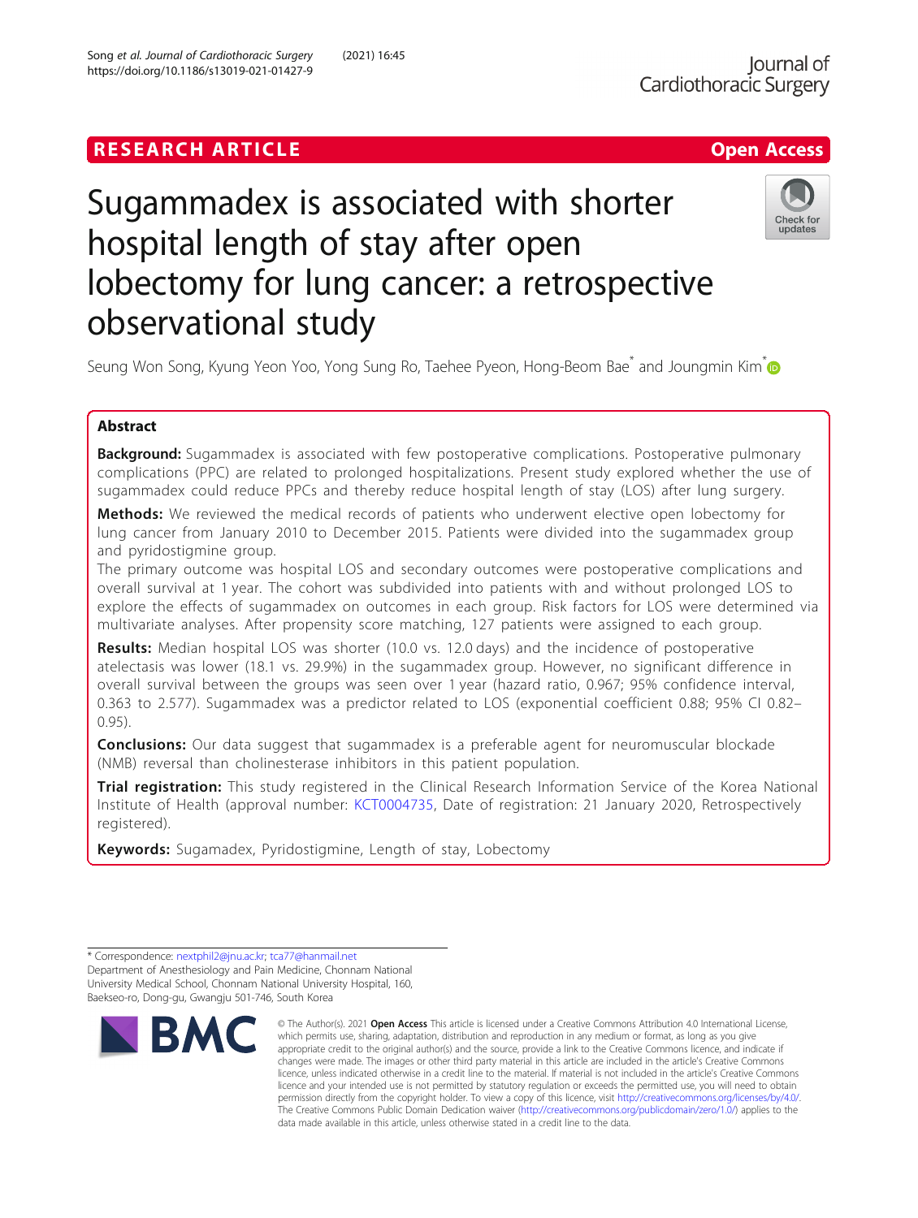RESEARCH ARTICLE

Open Access

# Sugammadex is associated with shorter hospital length of stay after open lobectomy for lung cancer: a retrospective observational study

Seung Won Song, Kyung Yeon Yoo, Yong Sung Ro, Taehee Pyeon, Hong-Beom Bae* and Joungmin Kim*

## Abstract

**Background:** Sugammadex is associated with few postoperative complications. Postoperative pulmonary complications (PPC) are related to prolonged hospitalizations. Present study explored whether the use of sugammadex could reduce PPCs and thereby reduce hospital length of stay (LOS) after lung surgery.

**Methods:** We reviewed the medical records of patients who underwent elective open lobectomy for lung cancer from January 2010 to December 2015. Patients were divided into the sugammadex group and pyridostigmine group.

The primary outcome was hospital LOS and secondary outcomes were postoperative complications and overall survival at 1 year. The cohort was subdivided into patients with and without prolonged LOS to explore the effects of sugammadex on outcomes in each group. Risk factors for LOS were determined via multivariate analyses. After propensity score matching, 127 patients were assigned to each group.

**Results:** Median hospital LOS was shorter (10.0 vs. 12.0 days) and the incidence of postoperative atelectasis was lower (18.1 vs. 29.9%) in the sugammadex group. However, no significant difference in overall survival between the groups was seen over 1 year (hazard ratio, 0.967; 95% confidence interval, 0.363 to 2.577). Sugammadex was a predictor related to LOS (exponential coefficient 0.88; 95% CI 0.82–0.95).

**Conclusions:** Our data suggest that sugammadex is a preferable agent for neuromuscular blockade (NMB) reversal than cholinesterase inhibitors in this patient population.

**Trial registration:** This study registered in the Clinical Research Information Service of the Korea National Institute of Health (approval number: KCT0004735, Date of registration: 21 January 2020, Retrospectively registered).

**Keywords:** Sugamadex, Pyridostigmine, Length of stay, Lobectomy

---

* Correspondence: nextphil2@jnu.ac.kr; tca77@hanmail.net
Department of Anesthesiology and Pain Medicine, Chonnam National University Medical School, Chonnam National University Hospital, 160, Baekseo-ro, Dong-gu, Gwangju 501-746, South Korea

© The Author(s). 2021 **Open Access** This article is licensed under a Creative Commons Attribution 4.0 International License, which permits use, sharing, adaptation, distribution and reproduction in any medium or format, as long as you give appropriate credit to the original author(s) and the source, provide a link to the Creative Commons licence, and indicate if changes were made. The images or other third party material in this article are included in the article's Creative Commons licence, unless indicated otherwise in a credit line to the material. If material is not included in the article's Creative Commons licence and your intended use is not permitted by statutory regulation or exceeds the permitted use, you will need to obtain permission directly from the copyright holder. To view a copy of this licence, visit http://creativecommons.org/licenses/by/4.0/. The Creative Commons Public Domain Dedication waiver (http://creativecommons.org/publicdomain/zero/1.0/) applies to the data made available in this article, unless otherwise stated in a credit line to the data.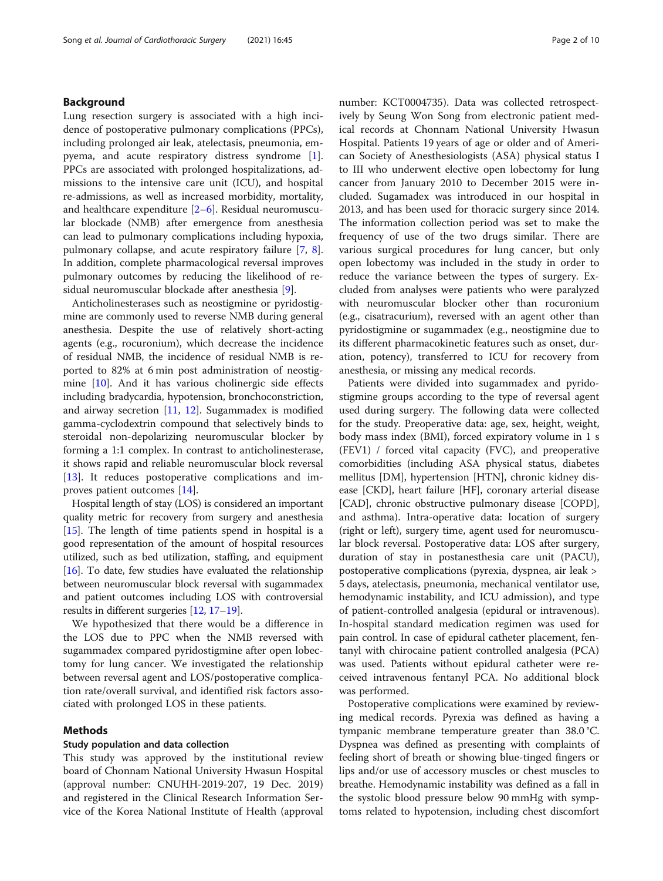## Background

Lung resection surgery is associated with a high incidence of postoperative pulmonary complications (PPCs), including prolonged air leak, atelectasis, pneumonia, empyema, and acute respiratory distress syndrome [1]. PPCs are associated with prolonged hospitalizations, admissions to the intensive care unit (ICU), and hospital re-admissions, as well as increased morbidity, mortality, and healthcare expenditure [2–6]. Residual neuromuscular blockade (NMB) after emergence from anesthesia can lead to pulmonary complications including hypoxia, pulmonary collapse, and acute respiratory failure [7, 8]. In addition, complete pharmacological reversal improves pulmonary outcomes by reducing the likelihood of residual neuromuscular blockade after anesthesia [9].

Anticholinesterases such as neostigmine or pyridostigmine are commonly used to reverse NMB during general anesthesia. Despite the use of relatively short-acting agents (e.g., rocuronium), which decrease the incidence of residual NMB, the incidence of residual NMB is reported to 82% at 6 min post administration of neostigmine [10]. And it has various cholinergic side effects including bradycardia, hypotension, bronchoconstriction, and airway secretion [11, 12]. Sugammadex is modified gamma-cyclodextrin compound that selectively binds to steroidal non-depolarizing neuromuscular blocker by forming a 1:1 complex. In contrast to anticholinesterase, it shows rapid and reliable neuromuscular block reversal [13]. It reduces postoperative complications and improves patient outcomes [14].

Hospital length of stay (LOS) is considered an important quality metric for recovery from surgery and anesthesia [15]. The length of time patients spend in hospital is a good representation of the amount of hospital resources utilized, such as bed utilization, staffing, and equipment [16]. To date, few studies have evaluated the relationship between neuromuscular block reversal with sugammadex and patient outcomes including LOS with controversial results in different surgeries [12, 17–19].

We hypothesized that there would be a difference in the LOS due to PPC when the NMB reversed with sugammadex compared pyridostigmine after open lobectomy for lung cancer. We investigated the relationship between reversal agent and LOS/postoperative complication rate/overall survival, and identified risk factors associated with prolonged LOS in these patients.

## Methods

### Study population and data collection

This study was approved by the institutional review board of Chonnam National University Hwasun Hospital (approval number: CNUHH-2019-207, 19 Dec. 2019) and registered in the Clinical Research Information Service of the Korea National Institute of Health (approval number: KCT0004735). Data was collected retrospectively by Seung Won Song from electronic patient medical records at Chonnam National University Hwasun Hospital. Patients 19 years of age or older and of American Society of Anesthesiologists (ASA) physical status I to III who underwent elective open lobectomy for lung cancer from January 2010 to December 2015 were included. Sugamadex was introduced in our hospital in 2013, and has been used for thoracic surgery since 2014. The information collection period was set to make the frequency of use of the two drugs similar. There are various surgical procedures for lung cancer, but only open lobectomy was included in the study in order to reduce the variance between the types of surgery. Excluded from analyses were patients who were paralyzed with neuromuscular blocker other than rocuronium (e.g., cisatracurium), reversed with an agent other than pyridostigmine or sugammadex (e.g., neostigmine due to its different pharmacokinetic features such as onset, duration, potency), transferred to ICU for recovery from anesthesia, or missing any medical records.

Patients were divided into sugammadex and pyridostigmine groups according to the type of reversal agent used during surgery. The following data were collected for the study. Preoperative data: age, sex, height, weight, body mass index (BMI), forced expiratory volume in 1 s (FEV1) / forced vital capacity (FVC), and preoperative comorbidities (including ASA physical status, diabetes mellitus [DM], hypertension [HTN], chronic kidney disease [CKD], heart failure [HF], coronary arterial disease [CAD], chronic obstructive pulmonary disease [COPD], and asthma). Intra-operative data: location of surgery (right or left), surgery time, agent used for neuromuscular block reversal. Postoperative data: LOS after surgery, duration of stay in postanesthesia care unit (PACU), postoperative complications (pyrexia, dyspnea, air leak > 5 days, atelectasis, pneumonia, mechanical ventilator use, hemodynamic instability, and ICU admission), and type of patient-controlled analgesia (epidural or intravenous). In-hospital standard medication regimen was used for pain control. In case of epidural catheter placement, fentanyl with chirocaine patient controlled analgesia (PCA) was used. Patients without epidural catheter were received intravenous fentanyl PCA. No additional block was performed.

Postoperative complications were examined by reviewing medical records. Pyrexia was defined as having a tympanic membrane temperature greater than 38.0 °C. Dyspnea was defined as presenting with complaints of feeling short of breath or showing blue-tinged fingers or lips and/or use of accessory muscles or chest muscles to breathe. Hemodynamic instability was defined as a fall in the systolic blood pressure below 90 mmHg with symptoms related to hypotension, including chest discomfort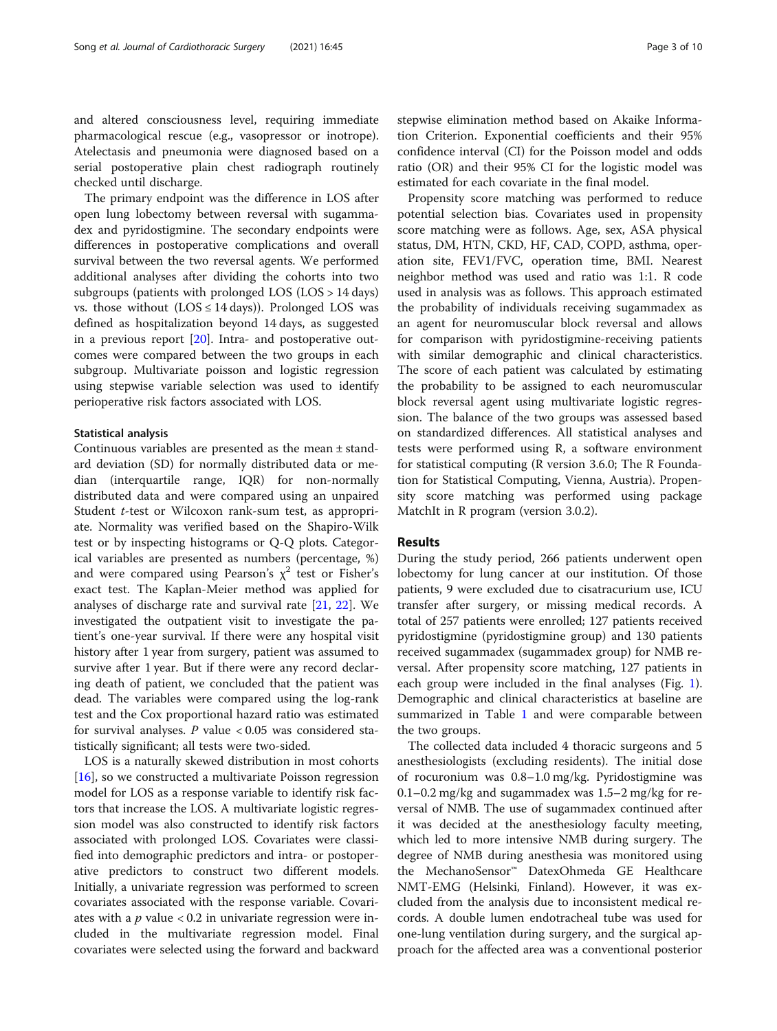and altered consciousness level, requiring immediate pharmacological rescue (e.g., vasopressor or inotrope). Atelectasis and pneumonia were diagnosed based on a serial postoperative plain chest radiograph routinely checked until discharge.

The primary endpoint was the difference in LOS after open lung lobectomy between reversal with sugammadex and pyridostigmine. The secondary endpoints were differences in postoperative complications and overall survival between the two reversal agents. We performed additional analyses after dividing the cohorts into two subgroups (patients with prolonged LOS (LOS > 14 days) vs. those without (LOS ≤ 14 days)). Prolonged LOS was defined as hospitalization beyond 14 days, as suggested in a previous report [20]. Intra- and postoperative outcomes were compared between the two groups in each subgroup. Multivariate poisson and logistic regression using stepwise variable selection was used to identify perioperative risk factors associated with LOS.

### Statistical analysis

Continuous variables are presented as the mean ± standard deviation (SD) for normally distributed data or median (interquartile range, IQR) for non-normally distributed data and were compared using an unpaired Student *t*-test or Wilcoxon rank-sum test, as appropriate. Normality was verified based on the Shapiro-Wilk test or by inspecting histograms or Q-Q plots. Categorical variables are presented as numbers (percentage, %) and were compared using Pearson's $\chi^2$ test or Fisher's exact test. The Kaplan-Meier method was applied for analyses of discharge rate and survival rate [21, 22]. We investigated the outpatient visit to investigate the patient's one-year survival. If there were any hospital visit history after 1 year from surgery, patient was assumed to survive after 1 year. But if there were any record declaring death of patient, we concluded that the patient was dead. The variables were compared using the log-rank test and the Cox proportional hazard ratio was estimated for survival analyses. $P$ value $< 0.05$ was considered statistically significant; all tests were two-sided.

LOS is a naturally skewed distribution in most cohorts [16], so we constructed a multivariate Poisson regression model for LOS as a response variable to identify risk factors that increase the LOS. A multivariate logistic regression model was also constructed to identify risk factors associated with prolonged LOS. Covariates were classified into demographic predictors and intra- or postoperative predictors to construct two different models. Initially, a univariate regression was performed to screen covariates associated with the response variable. Covariates with a $p$ value $< 0.2$ in univariate regression were included in the multivariate regression model. Final covariates were selected using the forward and backward stepwise elimination method based on Akaike Information Criterion. Exponential coefficients and their 95% confidence interval (CI) for the Poisson model and odds ratio (OR) and their 95% CI for the logistic model was estimated for each covariate in the final model.

Propensity score matching was performed to reduce potential selection bias. Covariates used in propensity score matching were as follows. Age, sex, ASA physical status, DM, HTN, CKD, HF, CAD, COPD, asthma, operation site, FEV1/FVC, operation time, BMI. Nearest neighbor method was used and ratio was 1:1. R code used in analysis was as follows. This approach estimated the probability of individuals receiving sugammadex as an agent for neuromuscular block reversal and allows for comparison with pyridostigmine-receiving patients with similar demographic and clinical characteristics. The score of each patient was calculated by estimating the probability to be assigned to each neuromuscular block reversal agent using multivariate logistic regression. The balance of the two groups was assessed based on standardized differences. All statistical analyses and tests were performed using R, a software environment for statistical computing (R version 3.6.0; The R Foundation for Statistical Computing, Vienna, Austria). Propensity score matching was performed using package MatchIt in R program (version 3.0.2).

## Results

During the study period, 266 patients underwent open lobectomy for lung cancer at our institution. Of those patients, 9 were excluded due to cisatracurium use, ICU transfer after surgery, or missing medical records. A total of 257 patients were enrolled; 127 patients received pyridostigmine (pyridostigmine group) and 130 patients received sugammadex (sugammadex group) for NMB reversal. After propensity score matching, 127 patients in each group were included in the final analyses (Fig. 1). Demographic and clinical characteristics at baseline are summarized in Table 1 and were comparable between the two groups.

The collected data included 4 thoracic surgeons and 5 anesthesiologists (excluding residents). The initial dose of rocuronium was 0.8–1.0 mg/kg. Pyridostigmine was 0.1–0.2 mg/kg and sugammadex was 1.5–2 mg/kg for reversal of NMB. The use of sugammadex continued after it was decided at the anesthesiology faculty meeting, which led to more intensive NMB during surgery. The degree of NMB during anesthesia was monitored using the MechanoSensor™ DatexOhmeda GE Healthcare NMT-EMG (Helsinki, Finland). However, it was excluded from the analysis due to inconsistent medical records. A double lumen endotracheal tube was used for one-lung ventilation during surgery, and the surgical approach for the affected area was a conventional posterior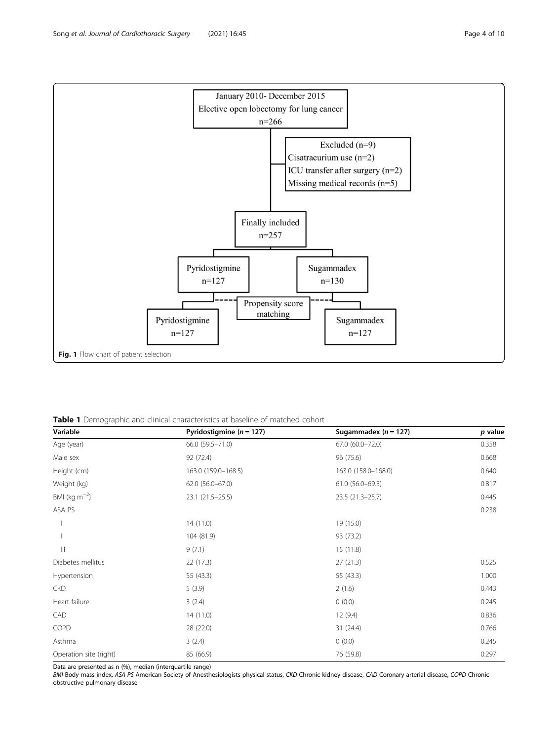January 2010- December 2015
Elective open lobectomy for lung cancer
n=266

Excluded (n=9)
Cisatracurium use (n=2)
ICU transfer after surgery (n=2)
Missing medical records (n=5)

Finally included
n=257

Pyridostigmine
n=127

Sugammadex
n=130

Propensity score matching

Pyridostigmine
n=127

Sugammadex
n=127

**Fig. 1** Flow chart of patient selection

**Table 1** Demographic and clinical characteristics at baseline of matched cohort

| Variable | Pyridostigmine (*n* = 127) | Sugammadex (*n* = 127) | *p* value |
|---|---|---|---|
| Age (year) | 66.0 (59.5–71.0) | 67.0 (60.0–72.0) | 0.358 |
| Male sex | 92 (72.4) | 96 (75.6) | 0.668 |
| Height (cm) | 163.0 (159.0–168.5) | 163.0 (158.0–168.0) | 0.640 |
| Weight (kg) | 62.0 (56.0–67.0) | 61.0 (56.0–69.5) | 0.817 |
| BMI (kg $m^{-2}$) | 23.1 (21.5–25.5) | 23.5 (21.3–25.7) | 0.445 |
| ASA PS | | | 0.238 |
| I | 14 (11.0) | 19 (15.0) | |
| II | 104 (81.9) | 93 (73.2) | |
| III | 9 (7.1) | 15 (11.8) | |
| Diabetes mellitus | 22 (17.3) | 27 (21.3) | 0.525 |
| Hypertension | 55 (43.3) | 55 (43.3) | 1.000 |
| CKD | 5 (3.9) | 2 (1.6) | 0.443 |
| Heart failure | 3 (2.4) | 0 (0.0) | 0.245 |
| CAD | 14 (11.0) | 12 (9.4) | 0.836 |
| COPD | 28 (22.0) | 31 (24.4) | 0.766 |
| Asthma | 3 (2.4) | 0 (0.0) | 0.245 |
| Operation site (right) | 85 (66.9) | 76 (59.8) | 0.297 |

Data are presented as n (%), median (interquartile range)
*BMI* Body mass index, *ASA PS* American Society of Anesthesiologists physical status, *CKD* Chronic kidney disease, *CAD* Coronary arterial disease, *COPD* Chronic obstructive pulmonary disease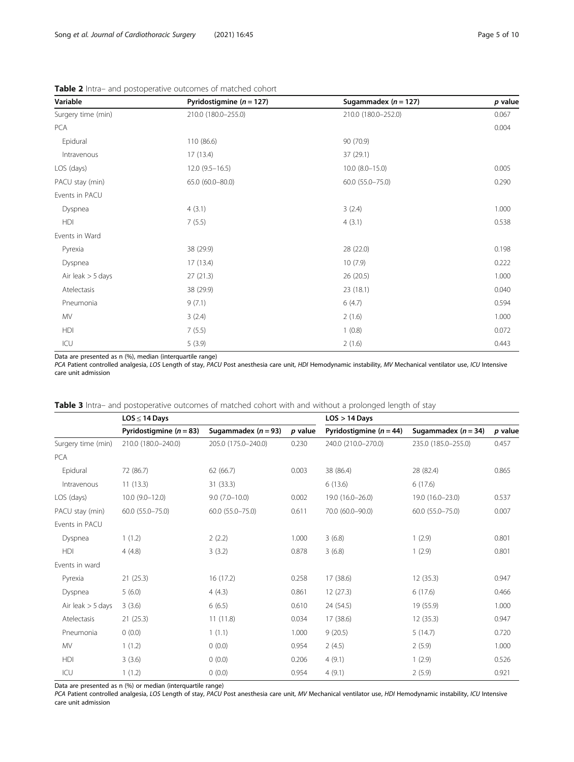**Table 2** Intra– and postoperative outcomes of matched cohort

| Variable | Pyridostigmine ($n = 127$) | Sugammadex ($n = 127$) | *p* value |
|---|---|---|---|
| Surgery time (min) | 210.0 (180.0–255.0) | 210.0 (180.0–252.0) | 0.067 |
| PCA | | | 0.004 |
| Epidural | 110 (86.6) | 90 (70.9) | |
| Intravenous | 17 (13.4) | 37 (29.1) | |
| LOS (days) | 12.0 (9.5–16.5) | 10.0 (8.0–15.0) | 0.005 |
| PACU stay (min) | 65.0 (60.0–80.0) | 60.0 (55.0–75.0) | 0.290 |
| Events in PACU | | | |
| Dyspnea | 4 (3.1) | 3 (2.4) | 1.000 |
| HDI | 7 (5.5) | 4 (3.1) | 0.538 |
| Events in Ward | | | |
| Pyrexia | 38 (29.9) | 28 (22.0) | 0.198 |
| Dyspnea | 17 (13.4) | 10 (7.9) | 0.222 |
| Air leak > 5 days | 27 (21.3) | 26 (20.5) | 1.000 |
| Atelectasis | 38 (29.9) | 23 (18.1) | 0.040 |
| Pneumonia | 9 (7.1) | 6 (4.7) | 0.594 |
| MV | 3 (2.4) | 2 (1.6) | 1.000 |
| HDI | 7 (5.5) | 1 (0.8) | 0.072 |
| ICU | 5 (3.9) | 2 (1.6) | 0.443 |

Data are presented as n (%), median (interquartile range)

*PCA* Patient controlled analgesia, *LOS* Length of stay, *PACU* Post anesthesia care unit, *HDI* Hemodynamic instability, *MV* Mechanical ventilator use, *ICU* Intensive care unit admission

**Table 3** Intra– and postoperative outcomes of matched cohort with and without a prolonged length of stay

| | LOS ≤ 14 Days | | | LOS > 14 Days | | |
|---|---|---|---|---|---|---|
| | Pyridostigmine ($n = 83$) | Sugammadex ($n = 93$) | *p* value | Pyridostigmine ($n = 44$) | Sugammadex ($n = 34$) | *p* value |
| Surgery time (min) | 210.0 (180.0–240.0) | 205.0 (175.0–240.0) | 0.230 | 240.0 (210.0–270.0) | 235.0 (185.0–255.0) | 0.457 |
| PCA | | | | | | |
| Epidural | 72 (86.7) | 62 (66.7) | 0.003 | 38 (86.4) | 28 (82.4) | 0.865 |
| Intravenous | 11 (13.3) | 31 (33.3) | | 6 (13.6) | 6 (17.6) | |
| LOS (days) | 10.0 (9.0–12.0) | 9.0 (7.0–10.0) | 0.002 | 19.0 (16.0–26.0) | 19.0 (16.0–23.0) | 0.537 |
| PACU stay (min) | 60.0 (55.0–75.0) | 60.0 (55.0–75.0) | 0.611 | 70.0 (60.0–90.0) | 60.0 (55.0–75.0) | 0.007 |
| Events in PACU | | | | | | |
| Dyspnea | 1 (1.2) | 2 (2.2) | 1.000 | 3 (6.8) | 1 (2.9) | 0.801 |
| HDI | 4 (4.8) | 3 (3.2) | 0.878 | 3 (6.8) | 1 (2.9) | 0.801 |
| Events in ward | | | | | | |
| Pyrexia | 21 (25.3) | 16 (17.2) | 0.258 | 17 (38.6) | 12 (35.3) | 0.947 |
| Dyspnea | 5 (6.0) | 4 (4.3) | 0.861 | 12 (27.3) | 6 (17.6) | 0.466 |
| Air leak > 5 days | 3 (3.6) | 6 (6.5) | 0.610 | 24 (54.5) | 19 (55.9) | 1.000 |
| Atelectasis | 21 (25.3) | 11 (11.8) | 0.034 | 17 (38.6) | 12 (35.3) | 0.947 |
| Pneumonia | 0 (0.0) | 1 (1.1) | 1.000 | 9 (20.5) | 5 (14.7) | 0.720 |
| MV | 1 (1.2) | 0 (0.0) | 0.954 | 2 (4.5) | 2 (5.9) | 1.000 |
| HDI | 3 (3.6) | 0 (0.0) | 0.206 | 4 (9.1) | 1 (2.9) | 0.526 |
| ICU | 1 (1.2) | 0 (0.0) | 0.954 | 4 (9.1) | 2 (5.9) | 0.921 |

Data are presented as n (%) or median (interquartile range)

*PCA* Patient controlled analgesia, *LOS* Length of stay, *PACU* Post anesthesia care unit, *MV* Mechanical ventilator use, *HDI* Hemodynamic instability, *ICU* Intensive care unit admission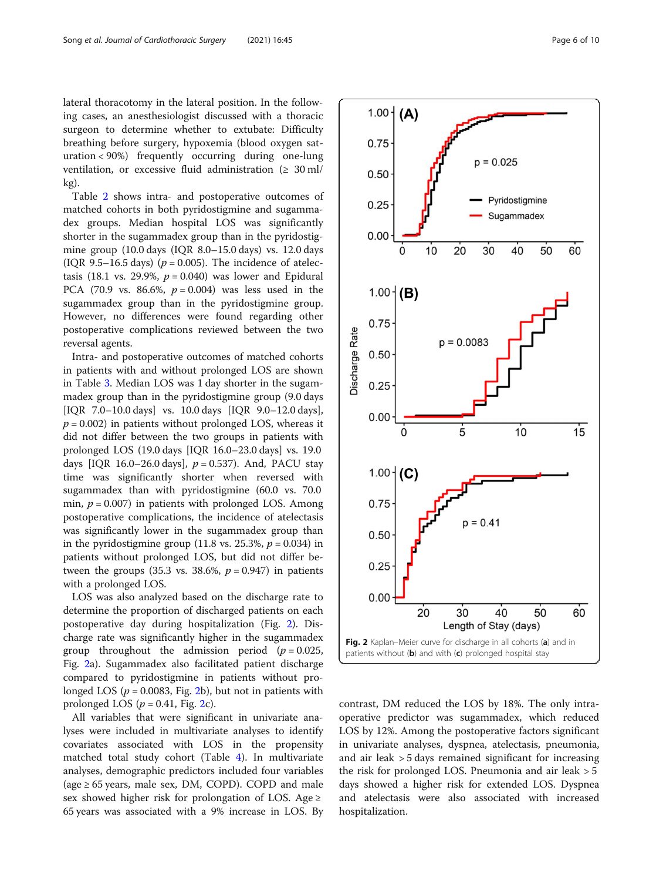lateral thoracotomy in the lateral position. In the following cases, an anesthesiologist discussed with a thoracic surgeon to determine whether to extubate: Difficulty breathing before surgery, hypoxemia (blood oxygen saturation < 90%) frequently occurring during one-lung ventilation, or excessive fluid administration (≥ 30 ml/kg).

Table 2 shows intra- and postoperative outcomes of matched cohorts in both pyridostigmine and sugammadex groups. Median hospital LOS was significantly shorter in the sugammadex group than in the pyridostigmine group (10.0 days (IQR 8.0–15.0 days) vs. 12.0 days (IQR 9.5–16.5 days) ($p = 0.005$). The incidence of atelectasis (18.1 vs. 29.9%, $p = 0.040$) was lower and Epidural PCA (70.9 vs. 86.6%, $p = 0.004$) was less used in the sugammadex group than in the pyridostigmine group. However, no differences were found regarding other postoperative complications reviewed between the two reversal agents.

Intra- and postoperative outcomes of matched cohorts in patients with and without prolonged LOS are shown in Table 3. Median LOS was 1 day shorter in the sugammadex group than in the pyridostigmine group (9.0 days [IQR 7.0–10.0 days] vs. 10.0 days [IQR 9.0–12.0 days], $p = 0.002$) in patients without prolonged LOS, whereas it did not differ between the two groups in patients with prolonged LOS (19.0 days [IQR 16.0–23.0 days] vs. 19.0 days [IQR 16.0–26.0 days], $p = 0.537$). And, PACU stay time was significantly shorter when reversed with sugammadex than with pyridostigmine (60.0 vs. 70.0 min, $p = 0.007$) in patients with prolonged LOS. Among postoperative complications, the incidence of atelectasis was significantly lower in the sugammadex group than in the pyridostigmine group (11.8 vs. 25.3%, $p = 0.034$) in patients without prolonged LOS, but did not differ between the groups (35.3 vs. 38.6%, $p = 0.947$) in patients with a prolonged LOS.

LOS was also analyzed based on the discharge rate to determine the proportion of discharged patients on each postoperative day during hospitalization (Fig. 2). Discharge rate was significantly higher in the sugammadex group throughout the admission period ($p = 0.025$, Fig. 2a). Sugammadex also facilitated patient discharge compared to pyridostigmine in patients without prolonged LOS ($p = 0.0083$, Fig. 2b), but not in patients with prolonged LOS ($p = 0.41$, Fig. 2c).

All variables that were significant in univariate analyses were included in multivariate analyses to identify covariates associated with LOS in the propensity matched total study cohort (Table 4). In multivariate analyses, demographic predictors included four variables (age ≥ 65 years, male sex, DM, COPD). COPD and male sex showed higher risk for prolongation of LOS. Age ≥ 65 years was associated with a 9% increase in LOS. By contrast, DM reduced the LOS by 18%. The only intraoperative predictor was sugammadex, which reduced LOS by 12%. Among the postoperative factors significant in univariate analyses, dyspnea, atelectasis, pneumonia, and air leak > 5 days remained significant for increasing the risk for prolonged LOS. Pneumonia and air leak > 5 days showed a higher risk for extended LOS. Dyspnea and atelectasis were also associated with increased hospitalization.

**Fig. 2** Kaplan–Meier curve for discharge in all cohorts (**a**) and in patients without (**b**) and with (**c**) prolonged hospital stay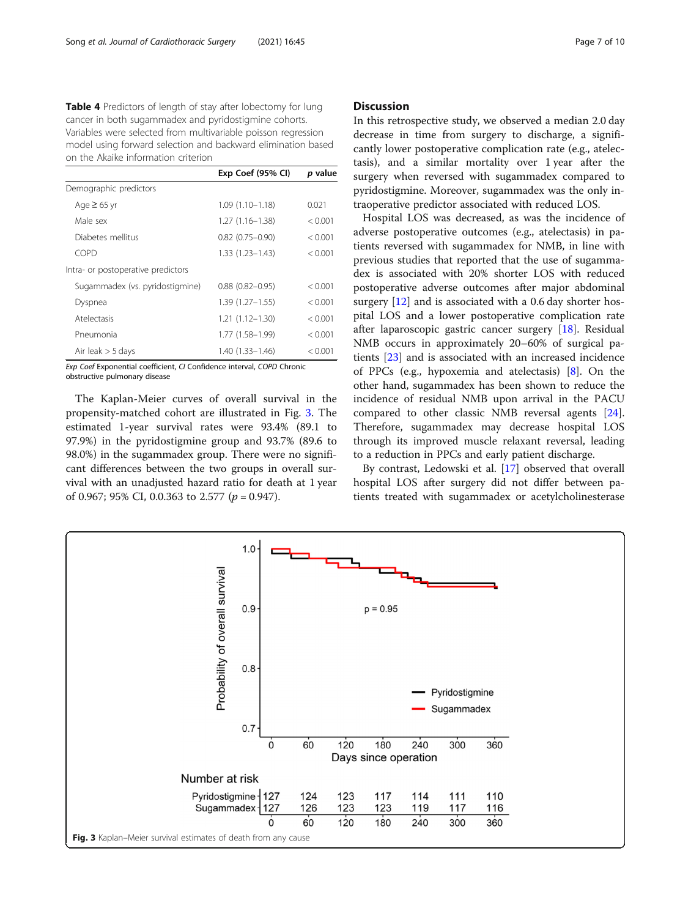**Table 4** Predictors of length of stay after lobectomy for lung cancer in both sugammadex and pyridostigmine cohorts. Variables were selected from multivariable poisson regression model using forward selection and backward elimination based on the Akaike information criterion

| | Exp Coef (95% CI) | *p* value |
|---|---|---|
| Demographic predictors | | |
| Age ≥ 65 yr | 1.09 (1.10–1.18) | 0.021 |
| Male sex | 1.27 (1.16–1.38) | < 0.001 |
| Diabetes mellitus | 0.82 (0.75–0.90) | < 0.001 |
| COPD | 1.33 (1.23–1.43) | < 0.001 |
| Intra- or postoperative predictors | | |
| Sugammadex (vs. pyridostigmine) | 0.88 (0.82–0.95) | < 0.001 |
| Dyspnea | 1.39 (1.27–1.55) | < 0.001 |
| Atelectasis | 1.21 (1.12–1.30) | < 0.001 |
| Pneumonia | 1.77 (1.58–1.99) | < 0.001 |
| Air leak > 5 days | 1.40 (1.33–1.46) | < 0.001 |

*Exp Coef* Exponential coefficient, *CI* Confidence interval, *COPD* Chronic obstructive pulmonary disease

The Kaplan-Meier curves of overall survival in the propensity-matched cohort are illustrated in Fig. 3. The estimated 1-year survival rates were 93.4% (89.1 to 97.9%) in the pyridostigmine group and 93.7% (89.6 to 98.0%) in the sugammadex group. There were no significant differences between the two groups in overall survival with an unadjusted hazard ratio for death at 1 year of 0.967; 95% CI, 0.0.363 to 2.577 ($p = 0.947$).

## Discussion

In this retrospective study, we observed a median 2.0 day decrease in time from surgery to discharge, a significantly lower postoperative complication rate (e.g., atelectasis), and a similar mortality over 1 year after the surgery when reversed with sugammadex compared to pyridostigmine. Moreover, sugammadex was the only intraoperative predictor associated with reduced LOS.

Hospital LOS was decreased, as was the incidence of adverse postoperative outcomes (e.g., atelectasis) in patients reversed with sugammadex for NMB, in line with previous studies that reported that the use of sugammadex is associated with 20% shorter LOS with reduced postoperative adverse outcomes after major abdominal surgery [12] and is associated with a 0.6 day shorter hospital LOS and a lower postoperative complication rate after laparoscopic gastric cancer surgery [18]. Residual NMB occurs in approximately 20–60% of surgical patients [23] and is associated with an increased incidence of PPCs (e.g., hypoxemia and atelectasis) [8]. On the other hand, sugammadex has been shown to reduce the incidence of residual NMB upon arrival in the PACU compared to other classic NMB reversal agents [24]. Therefore, sugammadex may decrease hospital LOS through its improved muscle relaxant reversal, leading to a reduction in PPCs and early patient discharge.

By contrast, Ledowski et al. [17] observed that overall hospital LOS after surgery did not differ between patients treated with sugammadex or acetylcholinesterase

| Number at risk | 0 | 60 | 120 | 180 | 240 | 300 | 360 |
|---|---|---|---|---|---|---|---|
| Pyridostigmine | 127 | 124 | 123 | 117 | 114 | 111 | 110 |
| Sugammadex | 127 | 126 | 123 | 123 | 119 | 117 | 116 |

**Fig. 3** Kaplan–Meier survival estimates of death from any cause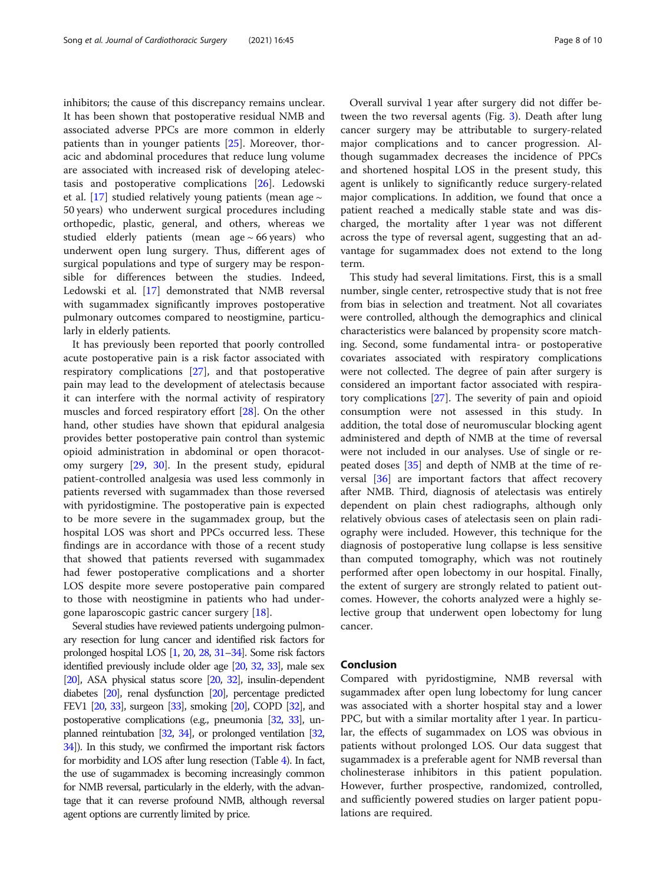inhibitors; the cause of this discrepancy remains unclear. It has been shown that postoperative residual NMB and associated adverse PPCs are more common in elderly patients than in younger patients [25]. Moreover, thoracic and abdominal procedures that reduce lung volume are associated with increased risk of developing atelectasis and postoperative complications [26]. Ledowski et al. [17] studied relatively young patients (mean age ~ 50 years) who underwent surgical procedures including orthopedic, plastic, general, and others, whereas we studied elderly patients (mean age ~ 66 years) who underwent open lung surgery. Thus, different ages of surgical populations and type of surgery may be responsible for differences between the studies. Indeed, Ledowski et al. [17] demonstrated that NMB reversal with sugammadex significantly improves postoperative pulmonary outcomes compared to neostigmine, particularly in elderly patients.

It has previously been reported that poorly controlled acute postoperative pain is a risk factor associated with respiratory complications [27], and that postoperative pain may lead to the development of atelectasis because it can interfere with the normal activity of respiratory muscles and forced respiratory effort [28]. On the other hand, other studies have shown that epidural analgesia provides better postoperative pain control than systemic opioid administration in abdominal or open thoracotomy surgery [29, 30]. In the present study, epidural patient-controlled analgesia was used less commonly in patients reversed with sugammadex than those reversed with pyridostigmine. The postoperative pain is expected to be more severe in the sugammadex group, but the hospital LOS was short and PPCs occurred less. These findings are in accordance with those of a recent study that showed that patients reversed with sugammadex had fewer postoperative complications and a shorter LOS despite more severe postoperative pain compared to those with neostigmine in patients who had undergone laparoscopic gastric cancer surgery [18].

Several studies have reviewed patients undergoing pulmonary resection for lung cancer and identified risk factors for prolonged hospital LOS [1, 20, 28, 31–34]. Some risk factors identified previously include older age [20, 32, 33], male sex [20], ASA physical status score [20, 32], insulin-dependent diabetes [20], renal dysfunction [20], percentage predicted FEV1 [20, 33], surgeon [33], smoking [20], COPD [32], and postoperative complications (e.g., pneumonia [32, 33], unplanned reintubation [32, 34], or prolonged ventilation [32, 34]). In this study, we confirmed the important risk factors for morbidity and LOS after lung resection (Table 4). In fact, the use of sugammadex is becoming increasingly common for NMB reversal, particularly in the elderly, with the advantage that it can reverse profound NMB, although reversal agent options are currently limited by price.

Overall survival 1 year after surgery did not differ between the two reversal agents (Fig. 3). Death after lung cancer surgery may be attributable to surgery-related major complications and to cancer progression. Although sugammadex decreases the incidence of PPCs and shortened hospital LOS in the present study, this agent is unlikely to significantly reduce surgery-related major complications. In addition, we found that once a patient reached a medically stable state and was discharged, the mortality after 1 year was not different across the type of reversal agent, suggesting that an advantage for sugammadex does not extend to the long term.

This study had several limitations. First, this is a small number, single center, retrospective study that is not free from bias in selection and treatment. Not all covariates were controlled, although the demographics and clinical characteristics were balanced by propensity score matching. Second, some fundamental intra- or postoperative covariates associated with respiratory complications were not collected. The degree of pain after surgery is considered an important factor associated with respiratory complications [27]. The severity of pain and opioid consumption were not assessed in this study. In addition, the total dose of neuromuscular blocking agent administered and depth of NMB at the time of reversal were not included in our analyses. Use of single or repeated doses [35] and depth of NMB at the time of reversal [36] are important factors that affect recovery after NMB. Third, diagnosis of atelectasis was entirely dependent on plain chest radiographs, although only relatively obvious cases of atelectasis seen on plain radiography were included. However, this technique for the diagnosis of postoperative lung collapse is less sensitive than computed tomography, which was not routinely performed after open lobectomy in our hospital. Finally, the extent of surgery are strongly related to patient outcomes. However, the cohorts analyzed were a highly selective group that underwent open lobectomy for lung cancer.

## Conclusion

Compared with pyridostigmine, NMB reversal with sugammadex after open lung lobectomy for lung cancer was associated with a shorter hospital stay and a lower PPC, but with a similar mortality after 1 year. In particular, the effects of sugammadex on LOS was obvious in patients without prolonged LOS. Our data suggest that sugammadex is a preferable agent for NMB reversal than cholinesterase inhibitors in this patient population. However, further prospective, randomized, controlled, and sufficiently powered studies on larger patient populations are required.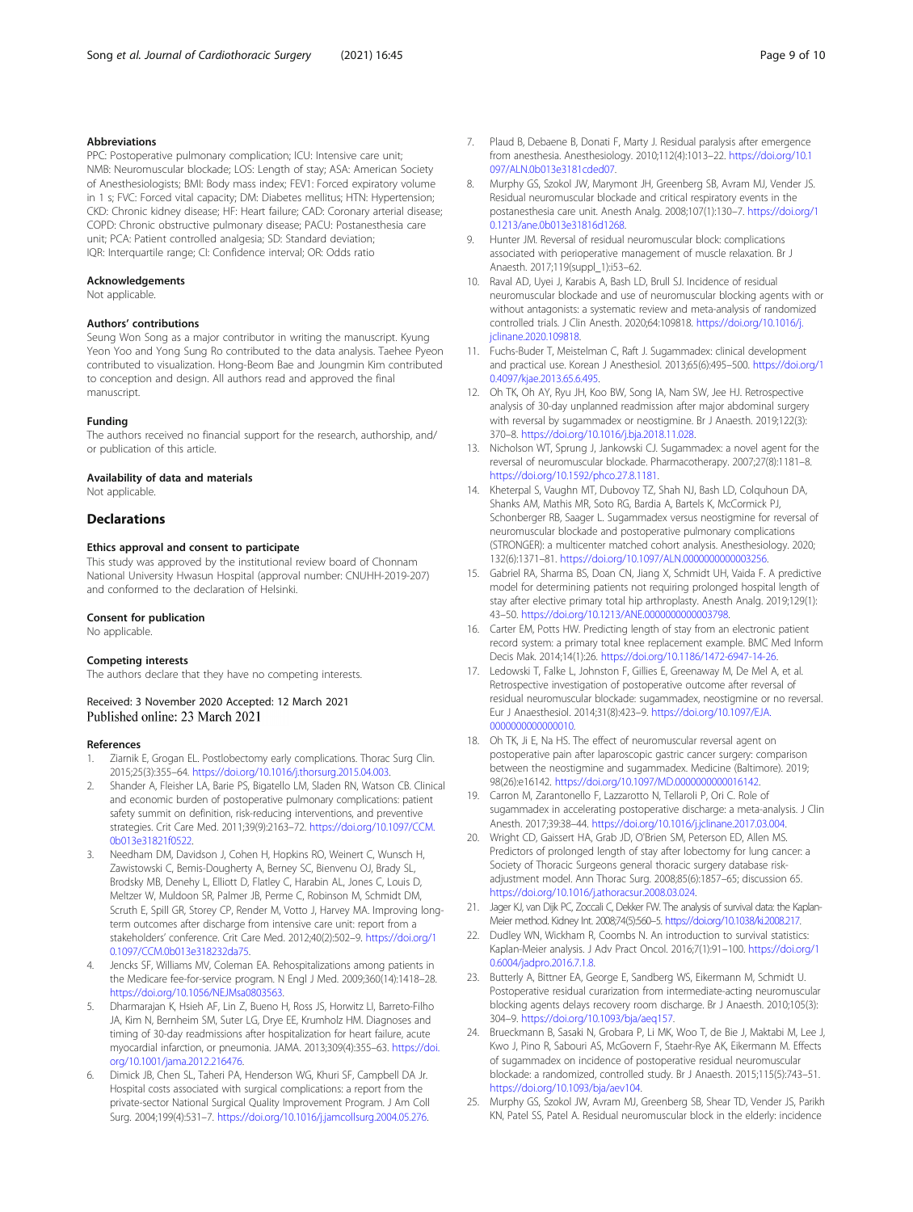### Abbreviations

PPC: Postoperative pulmonary complication; ICU: Intensive care unit; NMB: Neuromuscular blockade; LOS: Length of stay; ASA: American Society of Anesthesiologists; BMI: Body mass index; FEV1: Forced expiratory volume in 1 s; FVC: Forced vital capacity; DM: Diabetes mellitus; HTN: Hypertension; CKD: Chronic kidney disease; HF: Heart failure; CAD: Coronary arterial disease; COPD: Chronic obstructive pulmonary disease; PACU: Postanesthesia care unit; PCA: Patient controlled analgesia; SD: Standard deviation; IQR: Interquartile range; CI: Confidence interval; OR: Odds ratio

### Acknowledgements

Not applicable.

### Authors' contributions

Seung Won Song as a major contributor in writing the manuscript. Kyung Yeon Yoo and Yong Sung Ro contributed to the data analysis. Taehee Pyeon contributed to visualization. Hong-Beom Bae and Joungmin Kim contributed to conception and design. All authors read and approved the final manuscript.

### Funding

The authors received no financial support for the research, authorship, and/or publication of this article.

### Availability of data and materials

Not applicable.

## Declarations

### Ethics approval and consent to participate

This study was approved by the institutional review board of Chonnam National University Hwasun Hospital (approval number: CNUHH-2019-207) and conformed to the declaration of Helsinki.

### Consent for publication

No applicable.

### Competing interests

The authors declare that they have no competing interests.

Received: 3 November 2020 Accepted: 12 March 2021
Published online: 23 March 2021

### References

1. Ziarnik E, Grogan EL. Postlobectomy early complications. Thorac Surg Clin. 2015;25(3):355–64. https://doi.org/10.1016/j.thorsurg.2015.04.003.
2. Shander A, Fleisher LA, Barie PS, Bigatello LM, Sladen RN, Watson CB. Clinical and economic burden of postoperative pulmonary complications: patient safety summit on definition, risk-reducing interventions, and preventive strategies. Crit Care Med. 2011;39(9):2163–72. https://doi.org/10.1097/CCM.0b013e31821f0522.
3. Needham DM, Davidson J, Cohen H, Hopkins RO, Weinert C, Wunsch H, Zawistowski C, Bemis-Dougherty A, Berney SC, Bienvenu OJ, Brady SL, Brodsky MB, Denehy L, Elliott D, Flatley C, Harabin AL, Jones C, Louis D, Meltzer W, Muldoon SR, Palmer JB, Perme C, Robinson M, Schmidt DM, Scruth E, Spill GR, Storey CP, Render M, Votto J, Harvey MA. Improving long-term outcomes after discharge from intensive care unit: report from a stakeholders' conference. Crit Care Med. 2012;40(2):502–9. https://doi.org/10.1097/CCM.0b013e318232da75.
4. Jencks SF, Williams MV, Coleman EA. Rehospitalizations among patients in the Medicare fee-for-service program. N Engl J Med. 2009;360(14):1418–28. https://doi.org/10.1056/NEJMsa0803563.
5. Dharmarajan K, Hsieh AF, Lin Z, Bueno H, Ross JS, Horwitz LI, Barreto-Filho JA, Kim N, Bernheim SM, Suter LG, Drye EE, Krumholz HM. Diagnoses and timing of 30-day readmissions after hospitalization for heart failure, acute myocardial infarction, or pneumonia. JAMA. 2013;309(4):355–63. https://doi.org/10.1001/jama.2012.216476.
6. Dimick JB, Chen SL, Taheri PA, Henderson WG, Khuri SF, Campbell DA Jr. Hospital costs associated with surgical complications: a report from the private-sector National Surgical Quality Improvement Program. J Am Coll Surg. 2004;199(4):531–7. https://doi.org/10.1016/j.jamcollsurg.2004.05.276.
7. Plaud B, Debaene B, Donati F, Marty J. Residual paralysis after emergence from anesthesia. Anesthesiology. 2010;112(4):1013–22. https://doi.org/10.1097/ALN.0b013e3181cded07.
8. Murphy GS, Szokol JW, Marymont JH, Greenberg SB, Avram MJ, Vender JS. Residual neuromuscular blockade and critical respiratory events in the postanesthesia care unit. Anesth Analg. 2008;107(1):130–7. https://doi.org/10.1213/ane.0b013e31816d1268.
9. Hunter JM. Reversal of residual neuromuscular block: complications associated with perioperative management of muscle relaxation. Br J Anaesth. 2017;119(suppl_1):i53–62.
10. Raval AD, Uyei J, Karabis A, Bash LD, Brull SJ. Incidence of residual neuromuscular blockade and use of neuromuscular blocking agents with or without antagonists: a systematic review and meta-analysis of randomized controlled trials. J Clin Anesth. 2020;64:109818. https://doi.org/10.1016/j.jclinane.2020.109818.
11. Fuchs-Buder T, Meistelman C, Raft J. Sugammadex: clinical development and practical use. Korean J Anesthesiol. 2013;65(6):495–500. https://doi.org/10.4097/kjae.2013.65.6.495.
12. Oh TK, Oh AY, Ryu JH, Koo BW, Song IA, Nam SW, Jee HJ. Retrospective analysis of 30-day unplanned readmission after major abdominal surgery with reversal by sugammadex or neostigmine. Br J Anaesth. 2019;122(3):370–8. https://doi.org/10.1016/j.bja.2018.11.028.
13. Nicholson WT, Sprung J, Jankowski CJ. Sugammadex: a novel agent for the reversal of neuromuscular blockade. Pharmacotherapy. 2007;27(8):1181–8. https://doi.org/10.1592/phco.27.8.1181.
14. Kheterpal S, Vaughn MT, Dubovoy TZ, Shah NJ, Bash LD, Colquhoun DA, Shanks AM, Mathis MR, Soto RG, Bardia A, Bartels K, McCormick PJ, Schonberger RB, Saager L. Sugammadex versus neostigmine for reversal of neuromuscular blockade and postoperative pulmonary complications (STRONGER): a multicenter matched cohort analysis. Anesthesiology. 2020;132(6):1371–81. https://doi.org/10.1097/ALN.0000000000003256.
15. Gabriel RA, Sharma BS, Doan CN, Jiang X, Schmidt UH, Vaida F. A predictive model for determining patients not requiring prolonged hospital length of stay after elective primary total hip arthroplasty. Anesth Analg. 2019;129(1):43–50. https://doi.org/10.1213/ANE.0000000000003798.
16. Carter EM, Potts HW. Predicting length of stay from an electronic patient record system: a primary total knee replacement example. BMC Med Inform Decis Mak. 2014;14(1):26. https://doi.org/10.1186/1472-6947-14-26.
17. Ledowski T, Falke L, Johnston F, Gillies E, Greenaway M, De Mel A, et al. Retrospective investigation of postoperative outcome after reversal of residual neuromuscular blockade: sugammadex, neostigmine or no reversal. Eur J Anaesthesiol. 2014;31(8):423–9. https://doi.org/10.1097/EJA.0000000000000010.
18. Oh TK, Ji E, Na HS. The effect of neuromuscular reversal agent on postoperative pain after laparoscopic gastric cancer surgery: comparison between the neostigmine and sugammadex. Medicine (Baltimore). 2019;98(26):e16142. https://doi.org/10.1097/MD.0000000000016142.
19. Carron M, Zarantonello F, Lazzarotto N, Tellaroli P, Ori C. Role of sugammadex in accelerating postoperative discharge: a meta-analysis. J Clin Anesth. 2017;39:38–44. https://doi.org/10.1016/j.jclinane.2017.03.004.
20. Wright CD, Gaissert HA, Grab JD, O'Brien SM, Peterson ED, Allen MS. Predictors of prolonged length of stay after lobectomy for lung cancer: a Society of Thoracic Surgeons general thoracic surgery database risk-adjustment model. Ann Thorac Surg. 2008;85(6):1857–65; discussion 65. https://doi.org/10.1016/j.athoracsur.2008.03.024.
21. Jager KJ, van Dijk PC, Zoccali C, Dekker FW. The analysis of survival data: the Kaplan-Meier method. Kidney Int. 2008;74(5):560–5. https://doi.org/10.1038/ki.2008.217.
22. Dudley WN, Wickham R, Coombs N. An introduction to survival statistics: Kaplan-Meier analysis. J Adv Pract Oncol. 2016;7(1):91–100. https://doi.org/10.6004/jadpro.2016.7.1.8.
23. Butterly A, Bittner EA, George E, Sandberg WS, Eikermann M, Schmidt U. Postoperative residual curarization from intermediate-acting neuromuscular blocking agents delays recovery room discharge. Br J Anaesth. 2010;105(3):304–9. https://doi.org/10.1093/bja/aeq157.
24. Brueckmann B, Sasaki N, Grobara P, Li MK, Woo T, de Bie J, Maktabi M, Lee J, Kwo J, Pino R, Sabouri AS, McGovern F, Staehr-Rye AK, Eikermann M. Effects of sugammadex on incidence of postoperative residual neuromuscular blockade: a randomized, controlled study. Br J Anaesth. 2015;115(5):743–51. https://doi.org/10.1093/bja/aev104.
25. Murphy GS, Szokol JW, Avram MJ, Greenberg SB, Shear TD, Vender JS, Parikh KN, Patel SS, Patel A. Residual neuromuscular block in the elderly: incidence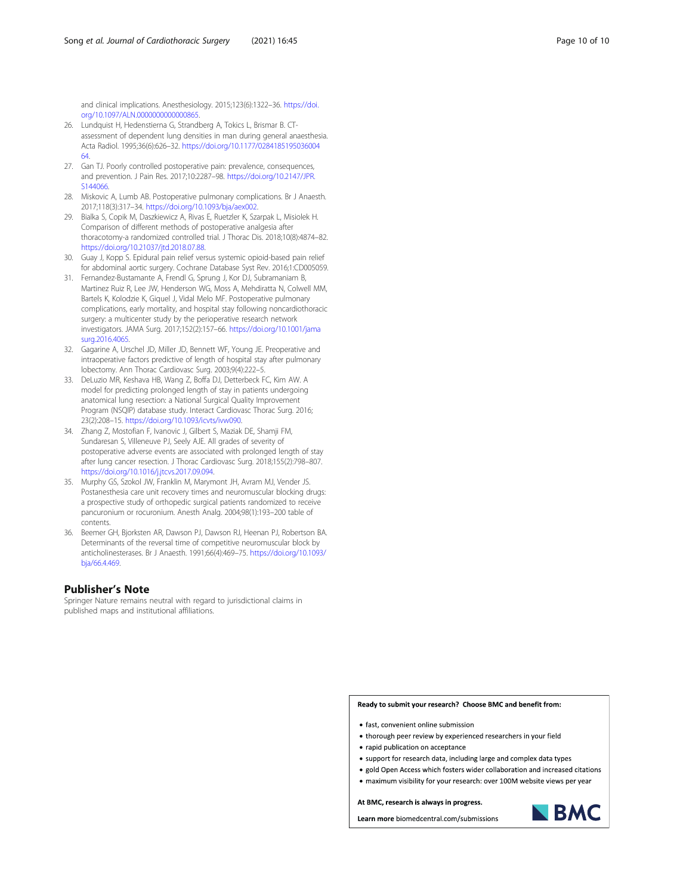and clinical implications. Anesthesiology. 2015;123(6):1322–36. https://doi.org/10.1097/ALN.0000000000000865.

26. Lundquist H, Hedenstierna G, Strandberg A, Tokics L, Brismar B. CT-assessment of dependent lung densities in man during general anaesthesia. Acta Radiol. 1995;36(6):626–32. https://doi.org/10.1177/028418519503600464.
27. Gan TJ. Poorly controlled postoperative pain: prevalence, consequences, and prevention. J Pain Res. 2017;10:2287–98. https://doi.org/10.2147/JPR.S144066.
28. Miskovic A, Lumb AB. Postoperative pulmonary complications. Br J Anaesth. 2017;118(3):317–34. https://doi.org/10.1093/bja/aex002.
29. Bialka S, Copik M, Daszkiewicz A, Rivas E, Ruetzler K, Szarpak L, Misiolek H. Comparison of different methods of postoperative analgesia after thoracotomy-a randomized controlled trial. J Thorac Dis. 2018;10(8):4874–82. https://doi.org/10.21037/jtd.2018.07.88.
30. Guay J, Kopp S. Epidural pain relief versus systemic opioid-based pain relief for abdominal aortic surgery. Cochrane Database Syst Rev. 2016;1:CD005059.
31. Fernandez-Bustamante A, Frendl G, Sprung J, Kor DJ, Subramaniam B, Martinez Ruiz R, Lee JW, Henderson WG, Moss A, Mehdiratta N, Colwell MM, Bartels K, Kolodzie K, Giquel J, Vidal Melo MF. Postoperative pulmonary complications, early mortality, and hospital stay following noncardiothoracic surgery: a multicenter study by the perioperative research network investigators. JAMA Surg. 2017;152(2):157–66. https://doi.org/10.1001/jamasurg.2016.4065.
32. Gagarine A, Urschel JD, Miller JD, Bennett WF, Young JE. Preoperative and intraoperative factors predictive of length of hospital stay after pulmonary lobectomy. Ann Thorac Cardiovasc Surg. 2003;9(4):222–5.
33. DeLuzio MR, Keshava HB, Wang Z, Boffa DJ, Detterbeck FC, Kim AW. A model for predicting prolonged length of stay in patients undergoing anatomical lung resection: a National Surgical Quality Improvement Program (NSQIP) database study. Interact Cardiovasc Thorac Surg. 2016;23(2):208–15. https://doi.org/10.1093/icvts/ivw090.
34. Zhang Z, Mostofian F, Ivanovic J, Gilbert S, Maziak DE, Shamji FM, Sundaresan S, Villeneuve PJ, Seely AJE. All grades of severity of postoperative adverse events are associated with prolonged length of stay after lung cancer resection. J Thorac Cardiovasc Surg. 2018;155(2):798–807. https://doi.org/10.1016/j.jtcvs.2017.09.094.
35. Murphy GS, Szokol JW, Franklin M, Marymont JH, Avram MJ, Vender JS. Postanesthesia care unit recovery times and neuromuscular blocking drugs: a prospective study of orthopedic surgical patients randomized to receive pancuronium or rocuronium. Anesth Analg. 2004;98(1):193–200 table of contents.
36. Beemer GH, Bjorksten AR, Dawson PJ, Dawson RJ, Heenan PJ, Robertson BA. Determinants of the reversal time of competitive neuromuscular block by anticholinesterases. Br J Anaesth. 1991;66(4):469–75. https://doi.org/10.1093/bja/66.4.469.

## Publisher's Note

Springer Nature remains neutral with regard to jurisdictional claims in published maps and institutional affiliations.

**Ready to submit your research? Choose BMC and benefit from:**

- fast, convenient online submission
- thorough peer review by experienced researchers in your field
- rapid publication on acceptance
- support for research data, including large and complex data types
- gold Open Access which fosters wider collaboration and increased citations
- maximum visibility for your research: over 100M website views per year

**At BMC, research is always in progress.**

**Learn more** biomedcentral.com/submissions

BMC